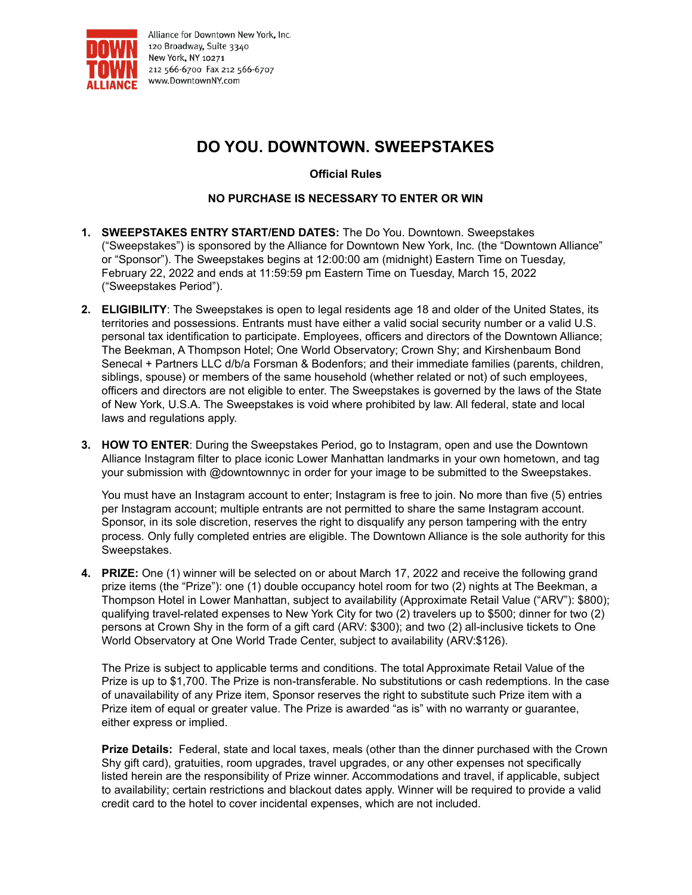Alliance for Downtown New York, Inc.
120 Broadway, Suite 3340
New York, NY 10271
212 566-6700 Fax 212 566-6707
www.DowntownNY.com

# DO YOU. DOWNTOWN. SWEEPSTAKES

**Official Rules**

**NO PURCHASE IS NECESSARY TO ENTER OR WIN**

1. **SWEEPSTAKES ENTRY START/END DATES:** The Do You. Downtown. Sweepstakes ("Sweepstakes") is sponsored by the Alliance for Downtown New York, Inc. (the "Downtown Alliance" or "Sponsor"). The Sweepstakes begins at 12:00:00 am (midnight) Eastern Time on Tuesday, February 22, 2022 and ends at 11:59:59 pm Eastern Time on Tuesday, March 15, 2022 ("Sweepstakes Period").

2. **ELIGIBILITY**: The Sweepstakes is open to legal residents age 18 and older of the United States, its territories and possessions. Entrants must have either a valid social security number or a valid U.S. personal tax identification to participate. Employees, officers and directors of the Downtown Alliance; The Beekman, A Thompson Hotel; One World Observatory; Crown Shy; and Kirshenbaum Bond Senecal + Partners LLC d/b/a Forsman & Bodenfors; and their immediate families (parents, children, siblings, spouse) or members of the same household (whether related or not) of such employees, officers and directors are not eligible to enter. The Sweepstakes is governed by the laws of the State of New York, U.S.A. The Sweepstakes is void where prohibited by law. All federal, state and local laws and regulations apply.

3. **HOW TO ENTER**: During the Sweepstakes Period, go to Instagram, open and use the Downtown Alliance Instagram filter to place iconic Lower Manhattan landmarks in your own hometown, and tag your submission with @downtownnyc in order for your image to be submitted to the Sweepstakes.

   You must have an Instagram account to enter; Instagram is free to join. No more than five (5) entries per Instagram account; multiple entrants are not permitted to share the same Instagram account. Sponsor, in its sole discretion, reserves the right to disqualify any person tampering with the entry process. Only fully completed entries are eligible. The Downtown Alliance is the sole authority for this Sweepstakes.

4. **PRIZE:** One (1) winner will be selected on or about March 17, 2022 and receive the following grand prize items (the "Prize"): one (1) double occupancy hotel room for two (2) nights at The Beekman, a Thompson Hotel in Lower Manhattan, subject to availability (Approximate Retail Value ("ARV"): $800); qualifying travel-related expenses to New York City for two (2) travelers up to $500; dinner for two (2) persons at Crown Shy in the form of a gift card (ARV: $300); and two (2) all-inclusive tickets to One World Observatory at One World Trade Center, subject to availability (ARV:$126).

   The Prize is subject to applicable terms and conditions. The total Approximate Retail Value of the Prize is up to $1,700. The Prize is non-transferable. No substitutions or cash redemptions. In the case of unavailability of any Prize item, Sponsor reserves the right to substitute such Prize item with a Prize item of equal or greater value. The Prize is awarded "as is" with no warranty or guarantee, either express or implied.

   **Prize Details:** Federal, state and local taxes, meals (other than the dinner purchased with the Crown Shy gift card), gratuities, room upgrades, travel upgrades, or any other expenses not specifically listed herein are the responsibility of Prize winner. Accommodations and travel, if applicable, subject to availability; certain restrictions and blackout dates apply. Winner will be required to provide a valid credit card to the hotel to cover incidental expenses, which are not included.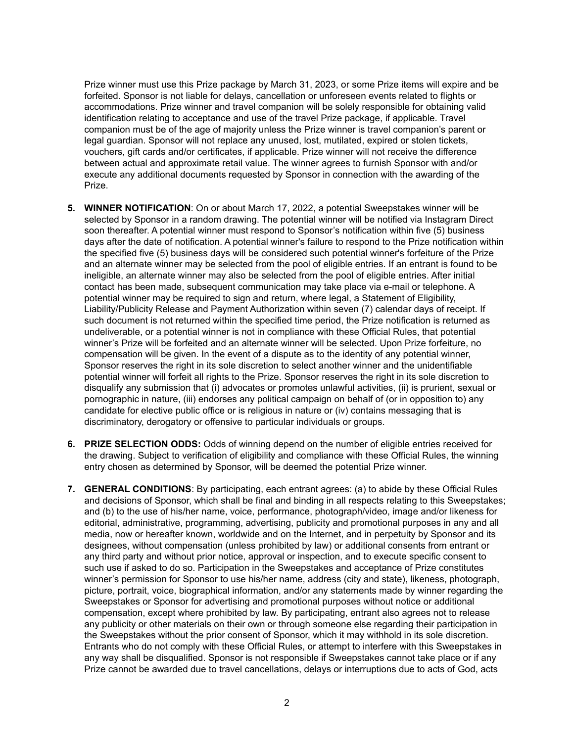Prize winner must use this Prize package by March 31, 2023, or some Prize items will expire and be forfeited. Sponsor is not liable for delays, cancellation or unforeseen events related to flights or accommodations. Prize winner and travel companion will be solely responsible for obtaining valid identification relating to acceptance and use of the travel Prize package, if applicable. Travel companion must be of the age of majority unless the Prize winner is travel companion's parent or legal guardian. Sponsor will not replace any unused, lost, mutilated, expired or stolen tickets, vouchers, gift cards and/or certificates, if applicable. Prize winner will not receive the difference between actual and approximate retail value. The winner agrees to furnish Sponsor with and/or execute any additional documents requested by Sponsor in connection with the awarding of the Prize.

5. **WINNER NOTIFICATION**: On or about March 17, 2022, a potential Sweepstakes winner will be selected by Sponsor in a random drawing. The potential winner will be notified via Instagram Direct soon thereafter. A potential winner must respond to Sponsor's notification within five (5) business days after the date of notification. A potential winner's failure to respond to the Prize notification within the specified five (5) business days will be considered such potential winner's forfeiture of the Prize and an alternate winner may be selected from the pool of eligible entries. If an entrant is found to be ineligible, an alternate winner may also be selected from the pool of eligible entries. After initial contact has been made, subsequent communication may take place via e-mail or telephone. A potential winner may be required to sign and return, where legal, a Statement of Eligibility, Liability/Publicity Release and Payment Authorization within seven (7) calendar days of receipt. If such document is not returned within the specified time period, the Prize notification is returned as undeliverable, or a potential winner is not in compliance with these Official Rules, that potential winner's Prize will be forfeited and an alternate winner will be selected. Upon Prize forfeiture, no compensation will be given. In the event of a dispute as to the identity of any potential winner, Sponsor reserves the right in its sole discretion to select another winner and the unidentifiable potential winner will forfeit all rights to the Prize. Sponsor reserves the right in its sole discretion to disqualify any submission that (i) advocates or promotes unlawful activities, (ii) is prurient, sexual or pornographic in nature, (iii) endorses any political campaign on behalf of (or in opposition to) any candidate for elective public office or is religious in nature or (iv) contains messaging that is discriminatory, derogatory or offensive to particular individuals or groups.

6. **PRIZE SELECTION ODDS:** Odds of winning depend on the number of eligible entries received for the drawing. Subject to verification of eligibility and compliance with these Official Rules, the winning entry chosen as determined by Sponsor, will be deemed the potential Prize winner.

7. **GENERAL CONDITIONS**: By participating, each entrant agrees: (a) to abide by these Official Rules and decisions of Sponsor, which shall be final and binding in all respects relating to this Sweepstakes; and (b) to the use of his/her name, voice, performance, photograph/video, image and/or likeness for editorial, administrative, programming, advertising, publicity and promotional purposes in any and all media, now or hereafter known, worldwide and on the Internet, and in perpetuity by Sponsor and its designees, without compensation (unless prohibited by law) or additional consents from entrant or any third party and without prior notice, approval or inspection, and to execute specific consent to such use if asked to do so. Participation in the Sweepstakes and acceptance of Prize constitutes winner's permission for Sponsor to use his/her name, address (city and state), likeness, photograph, picture, portrait, voice, biographical information, and/or any statements made by winner regarding the Sweepstakes or Sponsor for advertising and promotional purposes without notice or additional compensation, except where prohibited by law. By participating, entrant also agrees not to release any publicity or other materials on their own or through someone else regarding their participation in the Sweepstakes without the prior consent of Sponsor, which it may withhold in its sole discretion. Entrants who do not comply with these Official Rules, or attempt to interfere with this Sweepstakes in any way shall be disqualified. Sponsor is not responsible if Sweepstakes cannot take place or if any Prize cannot be awarded due to travel cancellations, delays or interruptions due to acts of God, acts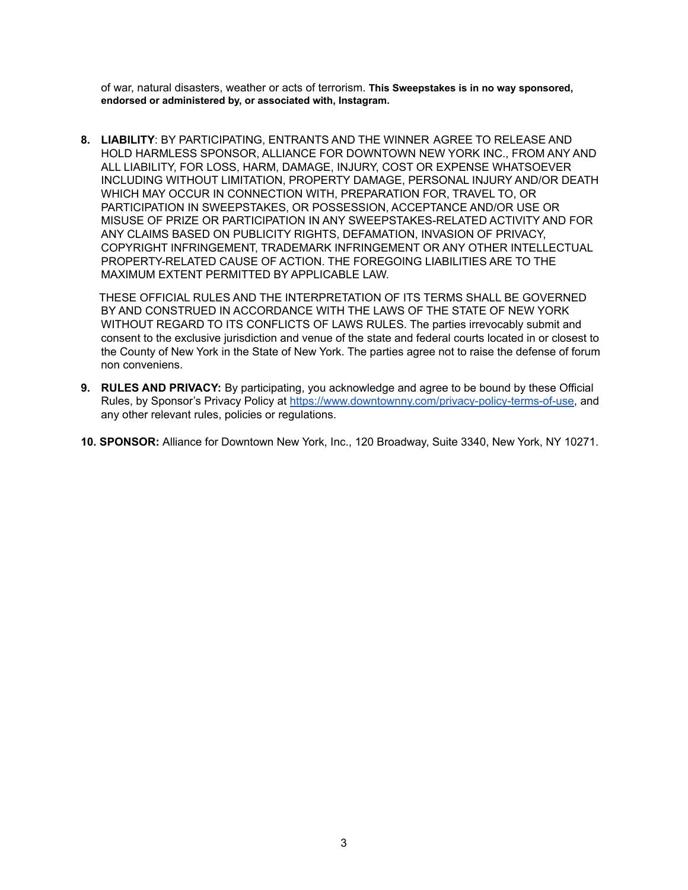of war, natural disasters, weather or acts of terrorism. **This Sweepstakes is in no way sponsored, endorsed or administered by, or associated with, Instagram.**

8. **LIABILITY**: BY PARTICIPATING, ENTRANTS AND THE WINNER AGREE TO RELEASE AND HOLD HARMLESS SPONSOR, ALLIANCE FOR DOWNTOWN NEW YORK INC., FROM ANY AND ALL LIABILITY, FOR LOSS, HARM, DAMAGE, INJURY, COST OR EXPENSE WHATSOEVER INCLUDING WITHOUT LIMITATION, PROPERTY DAMAGE, PERSONAL INJURY AND/OR DEATH WHICH MAY OCCUR IN CONNECTION WITH, PREPARATION FOR, TRAVEL TO, OR PARTICIPATION IN SWEEPSTAKES, OR POSSESSION, ACCEPTANCE AND/OR USE OR MISUSE OF PRIZE OR PARTICIPATION IN ANY SWEEPSTAKES-RELATED ACTIVITY AND FOR ANY CLAIMS BASED ON PUBLICITY RIGHTS, DEFAMATION, INVASION OF PRIVACY, COPYRIGHT INFRINGEMENT, TRADEMARK INFRINGEMENT OR ANY OTHER INTELLECTUAL PROPERTY-RELATED CAUSE OF ACTION. THE FOREGOING LIABILITIES ARE TO THE MAXIMUM EXTENT PERMITTED BY APPLICABLE LAW.

   THESE OFFICIAL RULES AND THE INTERPRETATION OF ITS TERMS SHALL BE GOVERNED BY AND CONSTRUED IN ACCORDANCE WITH THE LAWS OF THE STATE OF NEW YORK WITHOUT REGARD TO ITS CONFLICTS OF LAWS RULES. The parties irrevocably submit and consent to the exclusive jurisdiction and venue of the state and federal courts located in or closest to the County of New York in the State of New York. The parties agree not to raise the defense of forum non conveniens.

9. **RULES AND PRIVACY:** By participating, you acknowledge and agree to be bound by these Official Rules, by Sponsor's Privacy Policy at [https://www.downtownny.com/privacy-policy-terms-of-use](https://www.downtownny.com/privacy-policy-terms-of-use), and any other relevant rules, policies or regulations.

10. **SPONSOR:** Alliance for Downtown New York, Inc., 120 Broadway, Suite 3340, New York, NY 10271.